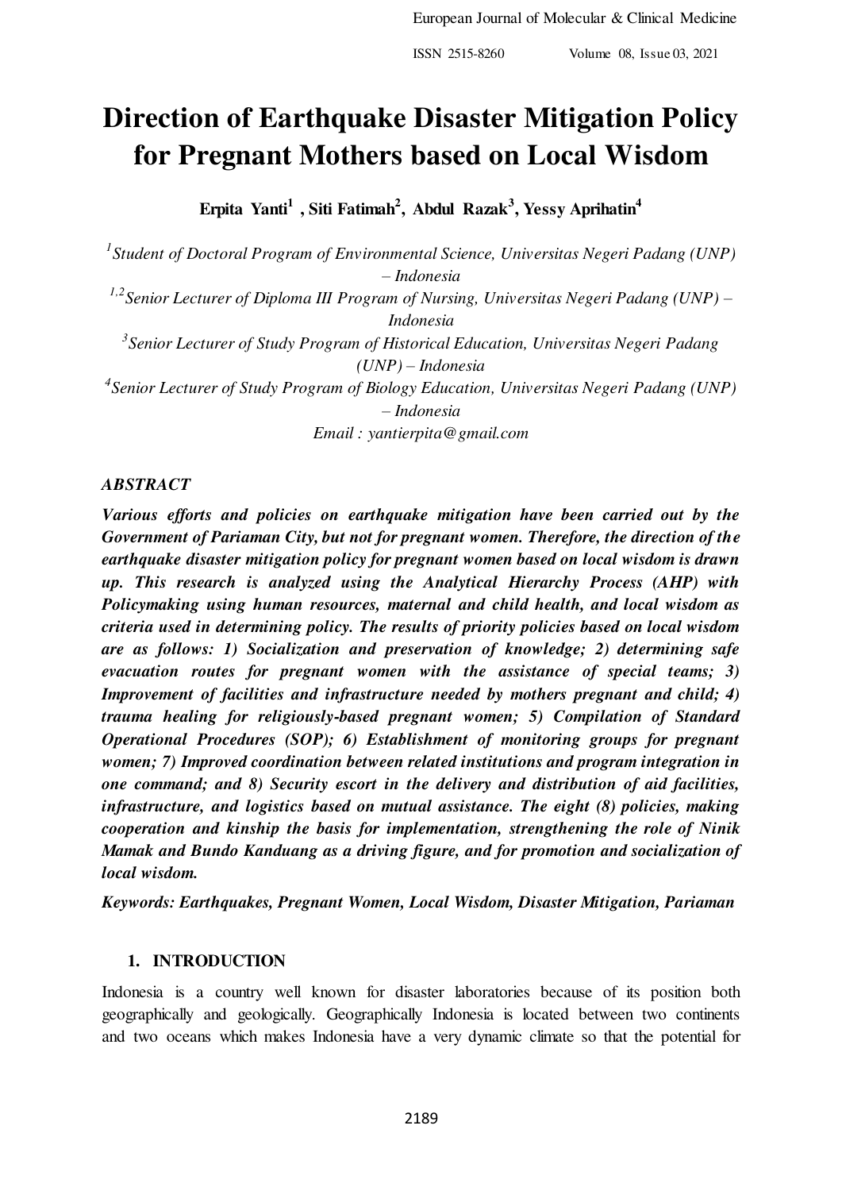# Direction of Earthquake Disaster Mitigation Policy for Pregnant Mothers based on Local Wisdom

**Erpita Yanti[1], Siti Fatimah[2], Abdul Razak[3], Yessy Aprihatin[4]**

*[1]Student of Doctoral Program of Environmental Science, Universitas Negeri Padang (UNP) – Indonesia*

*[1,2]Senior Lecturer of Diploma III Program of Nursing, Universitas Negeri Padang (UNP) – Indonesia*

*[3]Senior Lecturer of Study Program of Historical Education, Universitas Negeri Padang (UNP) – Indonesia*

*[4]Senior Lecturer of Study Program of Biology Education, Universitas Negeri Padang (UNP) – Indonesia*

*Email : yantierpita@gmail.com*

## ABSTRACT

***Various efforts and policies on earthquake mitigation have been carried out by the Government of Pariaman City, but not for pregnant women. Therefore, the direction of the earthquake disaster mitigation policy for pregnant women based on local wisdom is drawn up. This research is analyzed using the Analytical Hierarchy Process (AHP) with Policymaking using human resources, maternal and child health, and local wisdom as criteria used in determining policy. The results of priority policies based on local wisdom are as follows: 1) Socialization and preservation of knowledge; 2) determining safe evacuation routes for pregnant women with the assistance of special teams; 3) Improvement of facilities and infrastructure needed by mothers pregnant and child; 4) trauma healing for religiously-based pregnant women; 5) Compilation of Standard Operational Procedures (SOP); 6) Establishment of monitoring groups for pregnant women; 7) Improved coordination between related institutions and program integration in one command; and 8) Security escort in the delivery and distribution of aid facilities, infrastructure, and logistics based on mutual assistance. The eight (8) policies, making cooperation and kinship the basis for implementation, strengthening the role of Ninik Mamak and Bundo Kanduang as a driving figure, and for promotion and socialization of local wisdom.***

***Keywords: Earthquakes, Pregnant Women, Local Wisdom, Disaster Mitigation, Pariaman***

## 1. INTRODUCTION

Indonesia is a country well known for disaster laboratories because of its position both geographically and geologically. Geographically Indonesia is located between two continents and two oceans which makes Indonesia have a very dynamic climate so that the potential for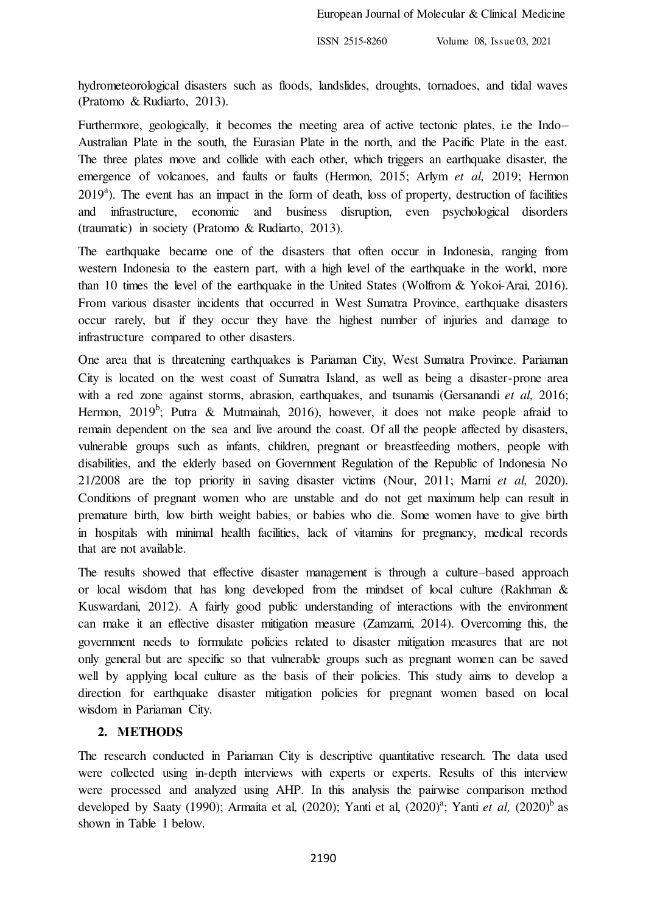hydrometeorological disasters such as floods, landslides, droughts, tornadoes, and tidal waves (Pratomo & Rudiarto, 2013).

Furthermore, geologically, it becomes the meeting area of active tectonic plates, i.e the Indo–Australian Plate in the south, the Eurasian Plate in the north, and the Pacific Plate in the east. The three plates move and collide with each other, which triggers an earthquake disaster, the emergence of volcanoes, and faults or faults (Hermon, 2015; Arlym *et al,* 2019; Hermon 2019[a]). The event has an impact in the form of death, loss of property, destruction of facilities and infrastructure, economic and business disruption, even psychological disorders (traumatic) in society (Pratomo & Rudiarto, 2013).

The earthquake became one of the disasters that often occur in Indonesia, ranging from western Indonesia to the eastern part, with a high level of the earthquake in the world, more than 10 times the level of the earthquake in the United States (Wolfrom & Yokoi-Arai, 2016). From various disaster incidents that occurred in West Sumatra Province, earthquake disasters occur rarely, but if they occur they have the highest number of injuries and damage to infrastructure compared to other disasters.

One area that is threatening earthquakes is Pariaman City, West Sumatra Province. Pariaman City is located on the west coast of Sumatra Island, as well as being a disaster-prone area with a red zone against storms, abrasion, earthquakes, and tsunamis (Gersanandi *et al,* 2016; Hermon, 2019[b]; Putra & Mutmainah, 2016), however, it does not make people afraid to remain dependent on the sea and live around the coast. Of all the people affected by disasters, vulnerable groups such as infants, children, pregnant or breastfeeding mothers, people with disabilities, and the elderly based on Government Regulation of the Republic of Indonesia No 21/2008 are the top priority in saving disaster victims (Nour, 2011; Marni *et al,* 2020). Conditions of pregnant women who are unstable and do not get maximum help can result in premature birth, low birth weight babies, or babies who die. Some women have to give birth in hospitals with minimal health facilities, lack of vitamins for pregnancy, medical records that are not available.

The results showed that effective disaster management is through a culture–based approach or local wisdom that has long developed from the mindset of local culture (Rakhman & Kuswardani, 2012). A fairly good public understanding of interactions with the environment can make it an effective disaster mitigation measure (Zamzami, 2014). Overcoming this, the government needs to formulate policies related to disaster mitigation measures that are not only general but are specific so that vulnerable groups such as pregnant women can be saved well by applying local culture as the basis of their policies. This study aims to develop a direction for earthquake disaster mitigation policies for pregnant women based on local wisdom in Pariaman City.

## 2. METHODS

The research conducted in Pariaman City is descriptive quantitative research. The data used were collected using in-depth interviews with experts or experts. Results of this interview were processed and analyzed using AHP. In this analysis the pairwise comparison method developed by Saaty (1990); Armaita et al, (2020); Yanti et al, (2020)[a]; Yanti *et al,* (2020)[b] as shown in Table 1 below.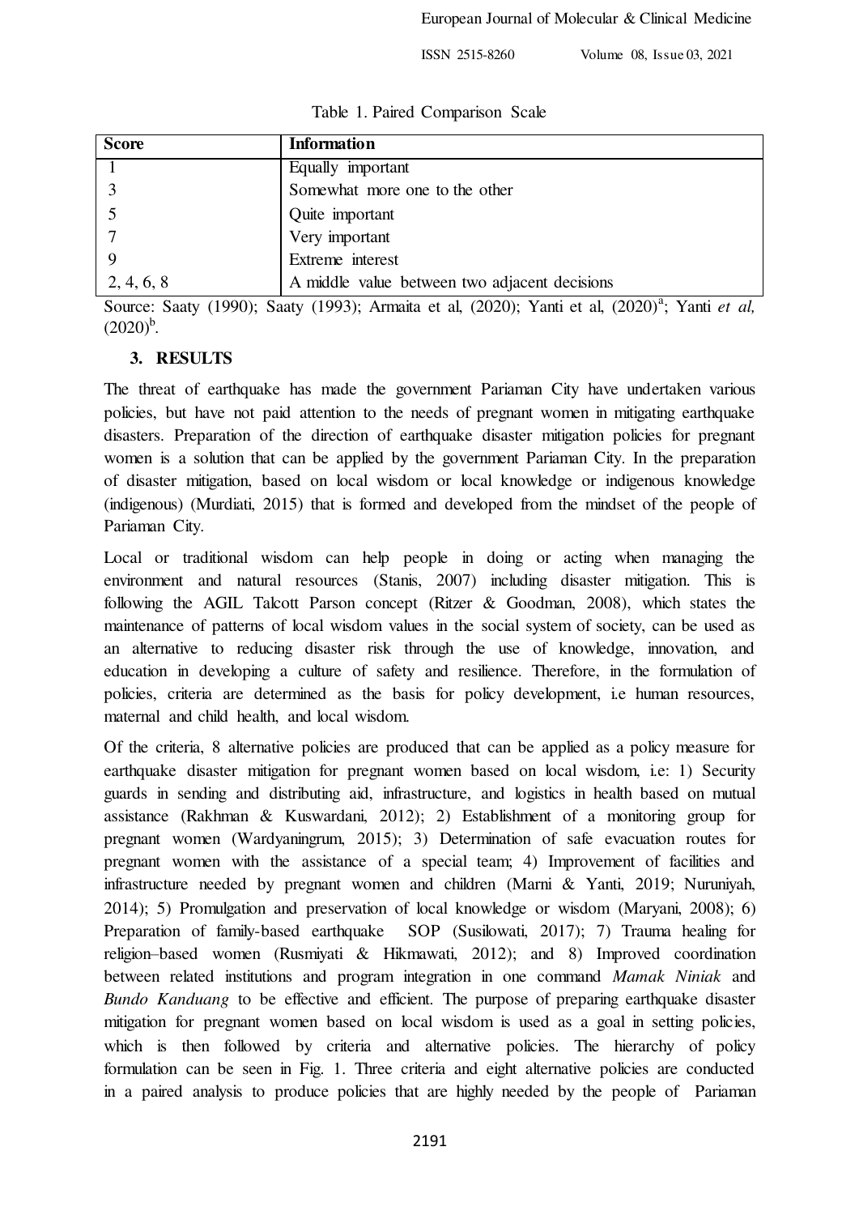Table 1. Paired Comparison Scale

| Score | Information |
|---|---|
| 1 | Equally important |
| 3 | Somewhat more one to the other |
| 5 | Quite important |
| 7 | Very important |
| 9 | Extreme interest |
| 2, 4, 6, 8 | A middle value between two adjacent decisions |

Source: Saaty (1990); Saaty (1993); Armaita et al, (2020); Yanti et al, (2020)[a]; Yanti *et al,* (2020)[b].

## 3. RESULTS

The threat of earthquake has made the government Pariaman City have undertaken various policies, but have not paid attention to the needs of pregnant women in mitigating earthquake disasters. Preparation of the direction of earthquake disaster mitigation policies for pregnant women is a solution that can be applied by the government Pariaman City. In the preparation of disaster mitigation, based on local wisdom or local knowledge or indigenous knowledge (indigenous) (Murdiati, 2015) that is formed and developed from the mindset of the people of Pariaman City.

Local or traditional wisdom can help people in doing or acting when managing the environment and natural resources (Stanis, 2007) including disaster mitigation. This is following the AGIL Talcott Parson concept (Ritzer & Goodman, 2008), which states the maintenance of patterns of local wisdom values in the social system of society, can be used as an alternative to reducing disaster risk through the use of knowledge, innovation, and education in developing a culture of safety and resilience. Therefore, in the formulation of policies, criteria are determined as the basis for policy development, i.e human resources, maternal and child health, and local wisdom.

Of the criteria, 8 alternative policies are produced that can be applied as a policy measure for earthquake disaster mitigation for pregnant women based on local wisdom, i.e: 1) Security guards in sending and distributing aid, infrastructure, and logistics in health based on mutual assistance (Rakhman & Kuswardani, 2012); 2) Establishment of a monitoring group for pregnant women (Wardyaningrum, 2015); 3) Determination of safe evacuation routes for pregnant women with the assistance of a special team; 4) Improvement of facilities and infrastructure needed by pregnant women and children (Marni & Yanti, 2019; Nuruniyah, 2014); 5) Promulgation and preservation of local knowledge or wisdom (Maryani, 2008); 6) Preparation of family-based earthquake SOP (Susilowati, 2017); 7) Trauma healing for religion–based women (Rusmiyati & Hikmawati, 2012); and 8) Improved coordination between related institutions and program integration in one command *Mamak Niniak* and *Bundo Kanduang* to be effective and efficient. The purpose of preparing earthquake disaster mitigation for pregnant women based on local wisdom is used as a goal in setting policies, which is then followed by criteria and alternative policies. The hierarchy of policy formulation can be seen in Fig. 1. Three criteria and eight alternative policies are conducted in a paired analysis to produce policies that are highly needed by the people of Pariaman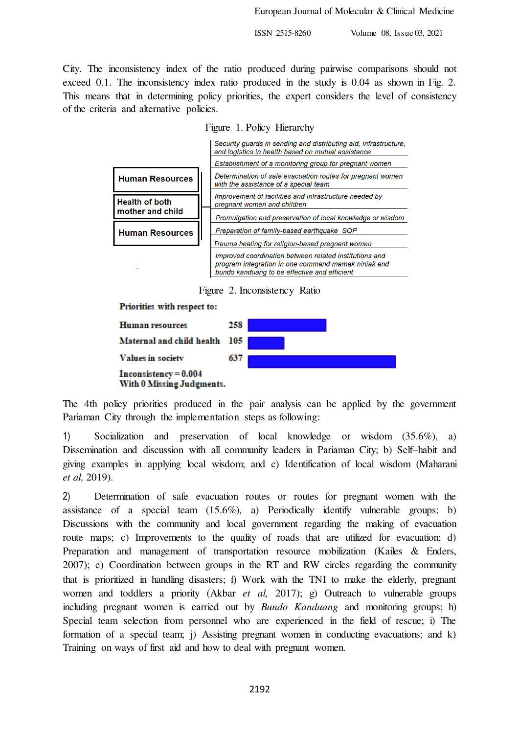City. The inconsistency index of the ratio produced during pairwise comparisons should not exceed 0.1. The inconsistency index ratio produced in the study is 0.04 as shown in Fig. 2. This means that in determining policy priorities, the expert considers the level of consistency of the criteria and alternative policies.

Figure 1. Policy Hierarchy

| Criteria | Alternative policies |
|---|---|
| Human Resources | *Security guards in sending and distributing aid, infrastructure, and logistics in health based on mutual assistance* |
| Health of both mother and child | *Establishment of a monitoring group for pregnant women* |
| Human Resources | *Determination of safe evacuation routes for pregnant women with the assistance of a special team* |
| | *Improvement of facilities and infrastructure needed by pregnant women and children* |
| | *Promulgation and preservation of local knowledge or wisdom* |
| | *Preparation of family-based earthquake SOP* |
| | *Trauma healing for religion-based pregnant women* |
| | *Improved coordination between related institutions and program integration in one command mamak niniak and bundo kanduang to be effective and efficient* |

Figure 2. Inconsistency Ratio

**Priorities with respect to:**

| | |
|---|---|
| **Human resources** | **258** |
| **Maternal and child health** | **105** |
| **Values in society** | **637** |

**Inconsistency = 0.004**
**With 0 Missing Judgments.**

The 4th policy priorities produced in the pair analysis can be applied by the government Pariaman City through the implementation steps as following:

1) Socialization and preservation of local knowledge or wisdom (35.6%), a) Dissemination and discussion with all community leaders in Pariaman City; b) Self–habit and giving examples in applying local wisdom; and c) Identification of local wisdom (Maharani *et al,* 2019).

2) Determination of safe evacuation routes or routes for pregnant women with the assistance of a special team (15.6%), a) Periodically identify vulnerable groups; b) Discussions with the community and local government regarding the making of evacuation route maps; c) Improvements to the quality of roads that are utilized for evacuation; d) Preparation and management of transportation resource mobilization (Kailes & Enders, 2007); e) Coordination between groups in the RT and RW circles regarding the community that is prioritized in handling disasters; f) Work with the TNI to make the elderly, pregnant women and toddlers a priority (Akbar *et al,* 2017); g) Outreach to vulnerable groups including pregnant women is carried out by *Bundo Kanduang* and monitoring groups; h) Special team selection from personnel who are experienced in the field of rescue; i) The formation of a special team; j) Assisting pregnant women in conducting evacuations; and k) Training on ways of first aid and how to deal with pregnant women.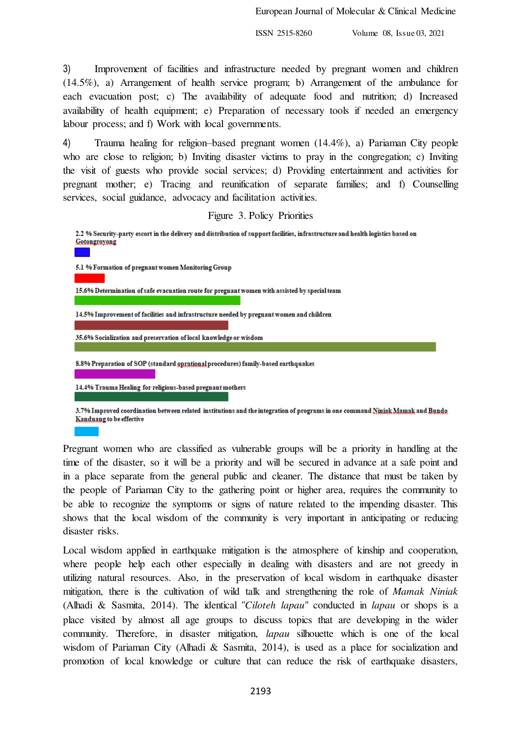3) Improvement of facilities and infrastructure needed by pregnant women and children (14.5%), a) Arrangement of health service program; b) Arrangement of the ambulance for each evacuation post; c) The availability of adequate food and nutrition; d) Increased availability of health equipment; e) Preparation of necessary tools if needed an emergency labour process; and f) Work with local governments.

4) Trauma healing for religion–based pregnant women (14.4%), a) Pariaman City people who are close to religion; b) Inviting disaster victims to pray in the congregation; c) Inviting the visit of guests who provide social services; d) Providing entertainment and activities for pregnant mother; e) Tracing and reunification of separate families; and f) Counselling services, social guidance, advocacy and facilitation activities.

Figure 3. Policy Priorities

**2.2 % Security-party escort in the delivery and distribution of support facilities, infrastructure and health logistics based on Gotongroyong**

**5.1 % Formation of pregnant women Monitoring Group**

**15.6% Determination of safe evacuation route for pregnant women with assisted by special team**

**14.5% Improvement of facilities and infrastructure needed by pregnant women and children**

**35.6% Socialization and preservation of local knowledge or wisdom**

**8.8% Preparation of SOP (standard oprational procedures) family-based earthquakes**

**14.4% Trauma Healing for religious-based pregnant mothers**

**3.7% Improved coordination between related institutions and the integration of programs in one command Ninjak Mamak and Bundo Kanduang to be effective**

Pregnant women who are classified as vulnerable groups will be a priority in handling at the time of the disaster, so it will be a priority and will be secured in advance at a safe point and in a place separate from the general public and cleaner. The distance that must be taken by the people of Pariaman City to the gathering point or higher area, requires the community to be able to recognize the symptoms or signs of nature related to the impending disaster. This shows that the local wisdom of the community is very important in anticipating or reducing disaster risks.

Local wisdom applied in earthquake mitigation is the atmosphere of kinship and cooperation, where people help each other especially in dealing with disasters and are not greedy in utilizing natural resources. Also, in the preservation of local wisdom in earthquake disaster mitigation, there is the cultivation of wild talk and strengthening the role of *Mamak Niniak* (Alhadi & Sasmita, 2014). The identical "*Ciloteh lapau*" conducted in *lapau* or shops is a place visited by almost all age groups to discuss topics that are developing in the wider community. Therefore, in disaster mitigation, *lapau* silhouette which is one of the local wisdom of Pariaman City (Alhadi & Sasmita, 2014), is used as a place for socialization and promotion of local knowledge or culture that can reduce the risk of earthquake disasters,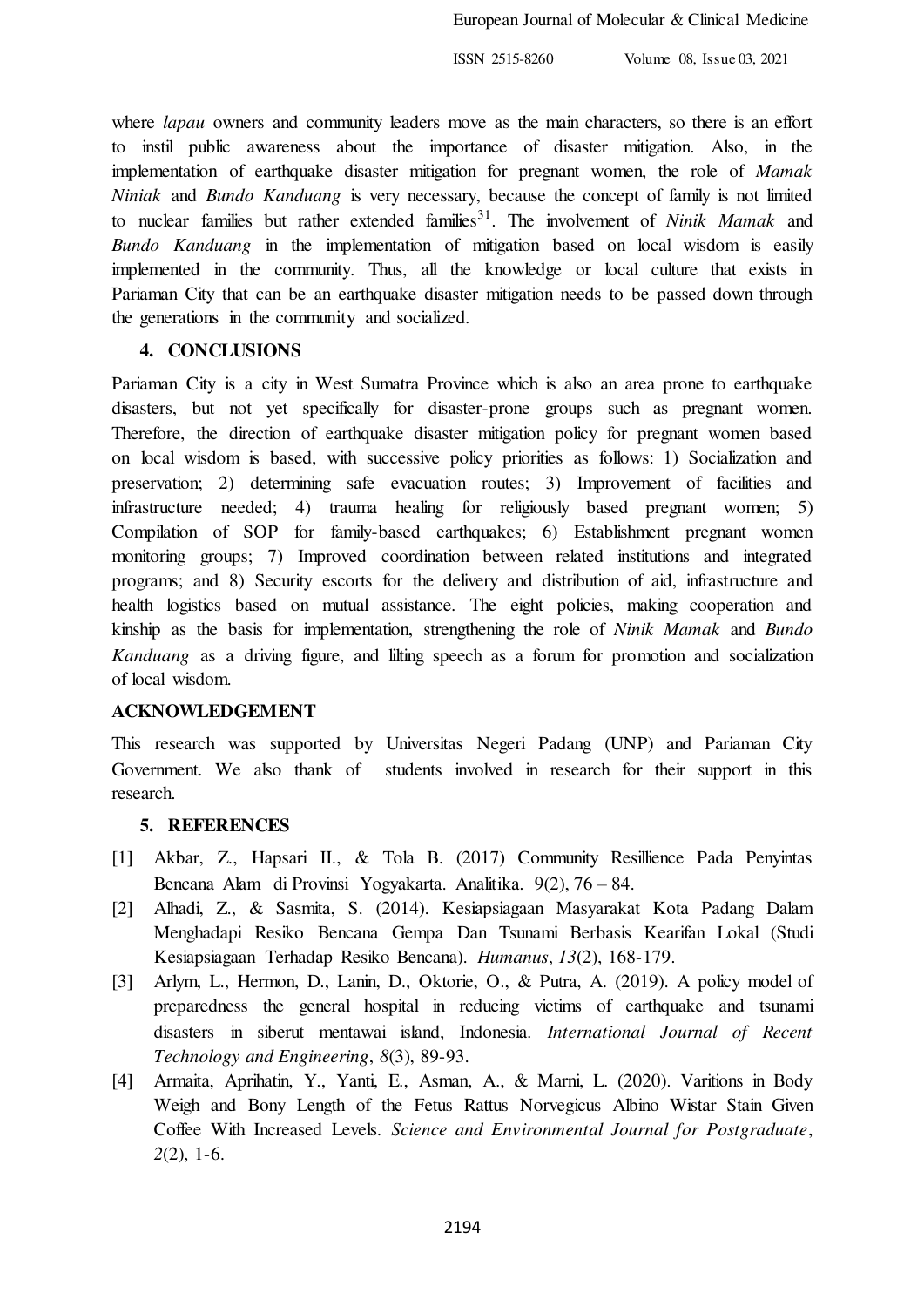where *lapau* owners and community leaders move as the main characters, so there is an effort to instil public awareness about the importance of disaster mitigation. Also, in the implementation of earthquake disaster mitigation for pregnant women, the role of *Mamak Niniak* and *Bundo Kanduang* is very necessary, because the concept of family is not limited to nuclear families but rather extended families[31]. The involvement of *Ninik Mamak* and *Bundo Kanduang* in the implementation of mitigation based on local wisdom is easily implemented in the community. Thus, all the knowledge or local culture that exists in Pariaman City that can be an earthquake disaster mitigation needs to be passed down through the generations in the community and socialized.

## 4. CONCLUSIONS

Pariaman City is a city in West Sumatra Province which is also an area prone to earthquake disasters, but not yet specifically for disaster-prone groups such as pregnant women. Therefore, the direction of earthquake disaster mitigation policy for pregnant women based on local wisdom is based, with successive policy priorities as follows: 1) Socialization and preservation; 2) determining safe evacuation routes; 3) Improvement of facilities and infrastructure needed; 4) trauma healing for religiously based pregnant women; 5) Compilation of SOP for family-based earthquakes; 6) Establishment pregnant women monitoring groups; 7) Improved coordination between related institutions and integrated programs; and 8) Security escorts for the delivery and distribution of aid, infrastructure and health logistics based on mutual assistance. The eight policies, making cooperation and kinship as the basis for implementation, strengthening the role of *Ninik Mamak* and *Bundo Kanduang* as a driving figure, and lilting speech as a forum for promotion and socialization of local wisdom.

## ACKNOWLEDGEMENT

This research was supported by Universitas Negeri Padang (UNP) and Pariaman City Government. We also thank of students involved in research for their support in this research.

## 5. REFERENCES

[1] Akbar, Z., Hapsari II., & Tola B. (2017) Community Resillience Pada Penyintas Bencana Alam di Provinsi Yogyakarta. Analitika. 9(2), 76 – 84.

[2] Alhadi, Z., & Sasmita, S. (2014). Kesiapsiagaan Masyarakat Kota Padang Dalam Menghadapi Resiko Bencana Gempa Dan Tsunami Berbasis Kearifan Lokal (Studi Kesiapsiagaan Terhadap Resiko Bencana). *Humanus*, *13*(2), 168-179.

[3] Arlym, L., Hermon, D., Lanin, D., Oktorie, O., & Putra, A. (2019). A policy model of preparedness the general hospital in reducing victims of earthquake and tsunami disasters in siberut mentawai island, Indonesia. *International Journal of Recent Technology and Engineering*, *8*(3), 89-93.

[4] Armaita, Aprihatin, Y., Yanti, E., Asman, A., & Marni, L. (2020). Varitions in Body Weigh and Bony Length of the Fetus Rattus Norvegicus Albino Wistar Stain Given Coffee With Increased Levels. *Science and Environmental Journal for Postgraduate*, *2*(2), 1-6.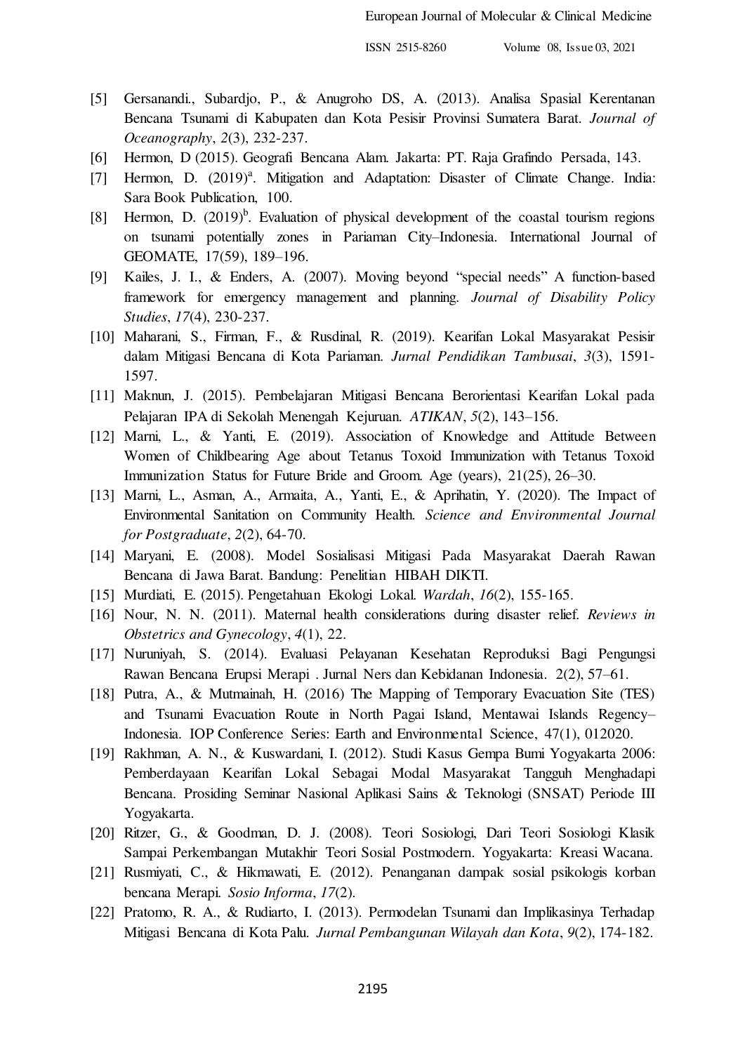[5] Gersanandi., Subardjo, P., & Anugroho DS, A. (2013). Analisa Spasial Kerentanan Bencana Tsunami di Kabupaten dan Kota Pesisir Provinsi Sumatera Barat. *Journal of Oceanography*, *2*(3), 232-237.

[6] Hermon, D (2015). Geografi Bencana Alam. Jakarta: PT. Raja Grafindo Persada, 143.

[7] Hermon, D. (2019)[a]. Mitigation and Adaptation: Disaster of Climate Change. India: Sara Book Publication, 100.

[8] Hermon, D. (2019)[b]. Evaluation of physical development of the coastal tourism regions on tsunami potentially zones in Pariaman City–Indonesia. International Journal of GEOMATE, 17(59), 189–196.

[9] Kailes, J. I., & Enders, A. (2007). Moving beyond "special needs" A function-based framework for emergency management and planning. *Journal of Disability Policy Studies*, *17*(4), 230-237.

[10] Maharani, S., Firman, F., & Rusdinal, R. (2019). Kearifan Lokal Masyarakat Pesisir dalam Mitigasi Bencana di Kota Pariaman. *Jurnal Pendidikan Tambusai*, *3*(3), 1591-1597.

[11] Maknun, J. (2015). Pembelajaran Mitigasi Bencana Berorientasi Kearifan Lokal pada Pelajaran IPA di Sekolah Menengah Kejuruan. *ATIKAN*, *5*(2), 143–156.

[12] Marni, L., & Yanti, E. (2019). Association of Knowledge and Attitude Between Women of Childbearing Age about Tetanus Toxoid Immunization with Tetanus Toxoid Immunization Status for Future Bride and Groom. Age (years), 21(25), 26–30.

[13] Marni, L., Asman, A., Armaita, A., Yanti, E., & Aprihatin, Y. (2020). The Impact of Environmental Sanitation on Community Health. *Science and Environmental Journal for Postgraduate*, *2*(2), 64-70.

[14] Maryani, E. (2008). Model Sosialisasi Mitigasi Pada Masyarakat Daerah Rawan Bencana di Jawa Barat. Bandung: Penelitian HIBAH DIKTI.

[15] Murdiati, E. (2015). Pengetahuan Ekologi Lokal. *Wardah*, *16*(2), 155-165.

[16] Nour, N. N. (2011). Maternal health considerations during disaster relief. *Reviews in Obstetrics and Gynecology*, *4*(1), 22.

[17] Nuruniyah, S. (2014). Evaluasi Pelayanan Kesehatan Reproduksi Bagi Pengungsi Rawan Bencana Erupsi Merapi . Jurnal Ners dan Kebidanan Indonesia. 2(2), 57–61.

[18] Putra, A., & Mutmainah, H. (2016) The Mapping of Temporary Evacuation Site (TES) and Tsunami Evacuation Route in North Pagai Island, Mentawai Islands Regency–Indonesia. IOP Conference Series: Earth and Environmental Science, 47(1), 012020.

[19] Rakhman, A. N., & Kuswardani, I. (2012). Studi Kasus Gempa Bumi Yogyakarta 2006: Pemberdayaan Kearifan Lokal Sebagai Modal Masyarakat Tangguh Menghadapi Bencana. Prosiding Seminar Nasional Aplikasi Sains & Teknologi (SNSAT) Periode III Yogyakarta.

[20] Ritzer, G., & Goodman, D. J. (2008). Teori Sosiologi, Dari Teori Sosiologi Klasik Sampai Perkembangan Mutakhir Teori Sosial Postmodern. Yogyakarta: Kreasi Wacana.

[21] Rusmiyati, C., & Hikmawati, E. (2012). Penanganan dampak sosial psikologis korban bencana Merapi. *Sosio Informa*, *17*(2).

[22] Pratomo, R. A., & Rudiarto, I. (2013). Permodelan Tsunami dan Implikasinya Terhadap Mitigasi Bencana di Kota Palu. *Jurnal Pembangunan Wilayah dan Kota*, *9*(2), 174-182.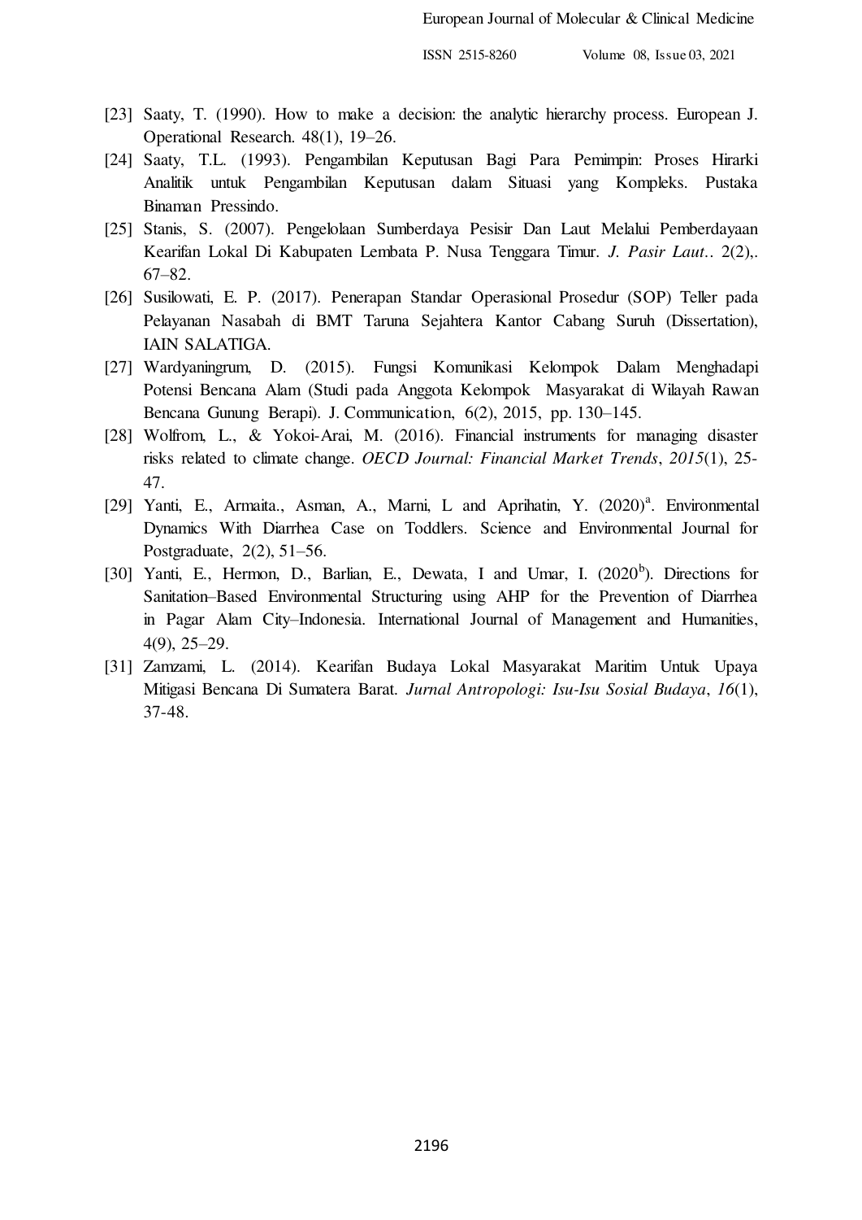[23] Saaty, T. (1990). How to make a decision: the analytic hierarchy process. European J. Operational Research. 48(1), 19–26.

[24] Saaty, T.L. (1993). Pengambilan Keputusan Bagi Para Pemimpin: Proses Hirarki Analitik untuk Pengambilan Keputusan dalam Situasi yang Kompleks. Pustaka Binaman Pressindo.

[25] Stanis, S. (2007). Pengelolaan Sumberdaya Pesisir Dan Laut Melalui Pemberdayaan Kearifan Lokal Di Kabupaten Lembata P. Nusa Tenggara Timur. *J. Pasir Laut..* 2(2),. 67–82.

[26] Susilowati, E. P. (2017). Penerapan Standar Operasional Prosedur (SOP) Teller pada Pelayanan Nasabah di BMT Taruna Sejahtera Kantor Cabang Suruh (Dissertation), IAIN SALATIGA.

[27] Wardyaningrum, D. (2015). Fungsi Komunikasi Kelompok Dalam Menghadapi Potensi Bencana Alam (Studi pada Anggota Kelompok Masyarakat di Wilayah Rawan Bencana Gunung Berapi). J. Communication, 6(2), 2015, pp. 130–145.

[28] Wolfrom, L., & Yokoi-Arai, M. (2016). Financial instruments for managing disaster risks related to climate change. *OECD Journal: Financial Market Trends*, *2015*(1), 25-47.

[29] Yanti, E., Armaita., Asman, A., Marni, L and Aprihatin, Y. (2020)[a]. Environmental Dynamics With Diarrhea Case on Toddlers. Science and Environmental Journal for Postgraduate, 2(2), 51–56.

[30] Yanti, E., Hermon, D., Barlian, E., Dewata, I and Umar, I. (2020[b]). Directions for Sanitation–Based Environmental Structuring using AHP for the Prevention of Diarrhea in Pagar Alam City–Indonesia. International Journal of Management and Humanities, 4(9), 25–29.

[31] Zamzami, L. (2014). Kearifan Budaya Lokal Masyarakat Maritim Untuk Upaya Mitigasi Bencana Di Sumatera Barat. *Jurnal Antropologi: Isu-Isu Sosial Budaya*, *16*(1), 37-48.